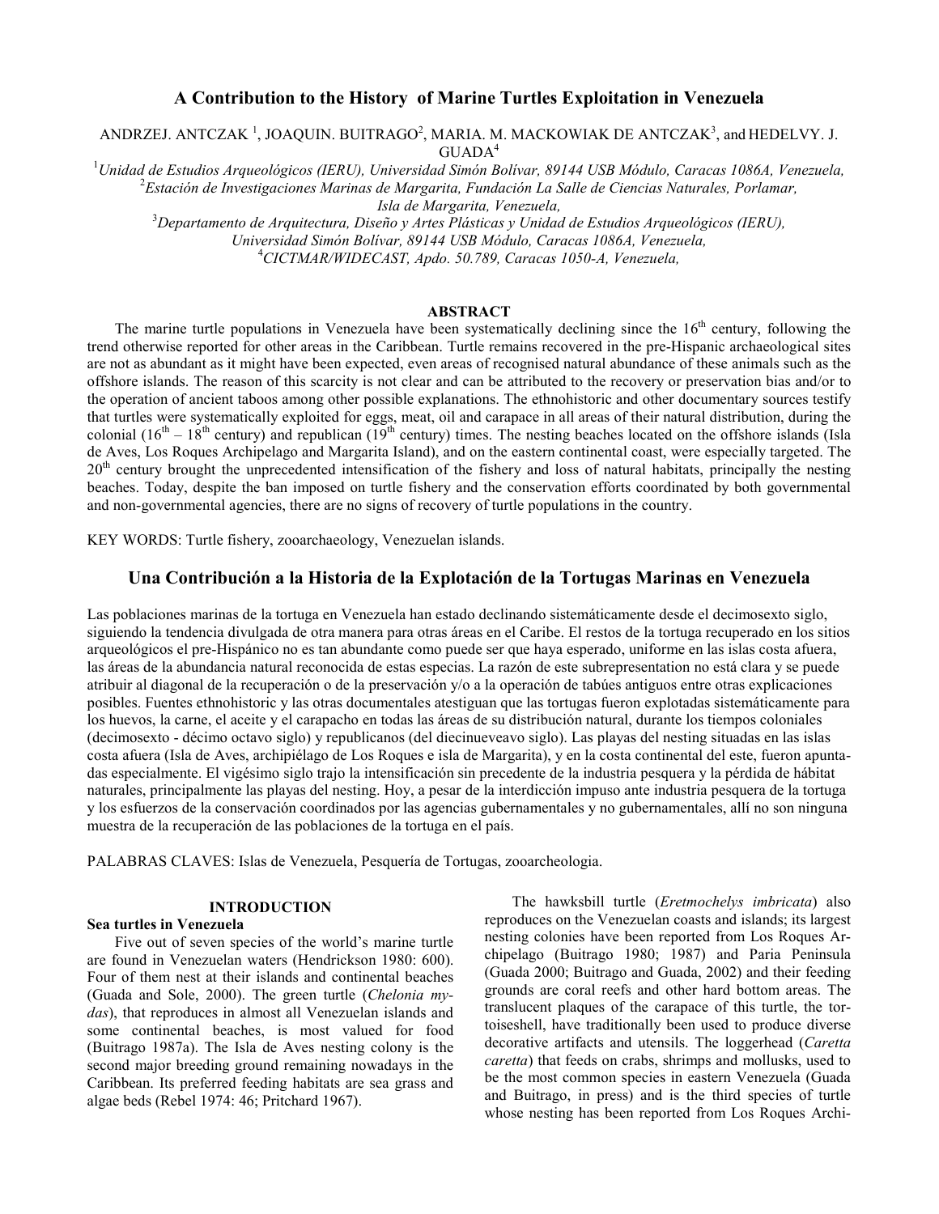# A Contribution to the History of Marine Turtles Exploitation in Venezuela

ANDRZEJ. ANTCZAK [1], JOAQUIN. BUITRAGO[2], MARIA. M. MACKOWIAK DE ANTCZAK[3], and HEDELVY. J. GUADA[4]

[1]*Unidad de Estudios Arqueológicos (IERU), Universidad Simón Bolívar, 89144 USB Módulo, Caracas 1086A, Venezuela,*
[2]*Estación de Investigaciones Marinas de Margarita, Fundación La Salle de Ciencias Naturales, Porlamar, Isla de Margarita, Venezuela,*
[3]*Departamento de Arquitectura, Diseño y Artes Plásticas y Unidad de Estudios Arqueológicos (IERU), Universidad Simón Bolívar, 89144 USB Módulo, Caracas 1086A, Venezuela,*
[4]*CICTMAR/WIDECAST, Apdo. 50.789, Caracas 1050-A, Venezuela,*

## ABSTRACT

The marine turtle populations in Venezuela have been systematically declining since the 16th century, following the trend otherwise reported for other areas in the Caribbean. Turtle remains recovered in the pre-Hispanic archaeological sites are not as abundant as it might have been expected, even areas of recognised natural abundance of these animals such as the offshore islands. The reason of this scarcity is not clear and can be attributed to the recovery or preservation bias and/or to the operation of ancient taboos among other possible explanations. The ethnohistoric and other documentary sources testify that turtles were systematically exploited for eggs, meat, oil and carapace in all areas of their natural distribution, during the colonial (16th – 18th century) and republican (19th century) times. The nesting beaches located on the offshore islands (Isla de Aves, Los Roques Archipelago and Margarita Island), and on the eastern continental coast, were especially targeted. The 20th century brought the unprecedented intensification of the fishery and loss of natural habitats, principally the nesting beaches. Today, despite the ban imposed on turtle fishery and the conservation efforts coordinated by both governmental and non-governmental agencies, there are no signs of recovery of turtle populations in the country.

KEY WORDS: Turtle fishery, zooarchaeology, Venezuelan islands.

# Una Contribución a la Historia de la Explotación de la Tortugas Marinas en Venezuela

Las poblaciones marinas de la tortuga en Venezuela han estado declinando sistemáticamente desde el decimosexto siglo, siguiendo la tendencia divulgada de otra manera para otras áreas en el Caribe. El restos de la tortuga recuperado en los sitios arqueológicos el pre-Hispánico no es tan abundante como puede ser que haya esperado, uniforme en las islas costa afuera, las áreas de la abundancia natural reconocida de estas especias. La razón de este subrepresentation no está clara y se puede atribuir al diagonal de la recuperación o de la preservación y/o a la operación de tabúes antiguos entre otras explicaciones posibles. Fuentes ethnohistoric y las otras documentales atestiguan que las tortugas fueron explotadas sistemáticamente para los huevos, la carne, el aceite y el carapacho en todas las áreas de su distribución natural, durante los tiempos coloniales (decimosexto - décimo octavo siglo) y republicanos (del diecinueveavo siglo). Las playas del nesting situadas en las islas costa afuera (Isla de Aves, archipiélago de Los Roques e isla de Margarita), y en la costa continental del este, fueron apuntadas especialmente. El vigésimo siglo trajo la intensificación sin precedente de la industria pesquera y la pérdida de hábitat naturales, principalmente las playas del nesting. Hoy, a pesar de la interdicción impuso ante industria pesquera de la tortuga y los esfuerzos de la conservación coordinados por las agencias gubernamentales y no gubernamentales, allí no son ninguna muestra de la recuperación de las poblaciones de la tortuga en el país.

PALABRAS CLAVES: Islas de Venezuela, Pesquería de Tortugas, zooarcheologia.

## INTRODUCTION

### Sea turtles in Venezuela

Five out of seven species of the world's marine turtle are found in Venezuelan waters (Hendrickson 1980: 600). Four of them nest at their islands and continental beaches (Guada and Sole, 2000). The green turtle (*Chelonia mydas*), that reproduces in almost all Venezuelan islands and some continental beaches, is most valued for food (Buitrago 1987a). The Isla de Aves nesting colony is the second major breeding ground remaining nowadays in the Caribbean. Its preferred feeding habitats are sea grass and algae beds (Rebel 1974: 46; Pritchard 1967).

The hawksbill turtle (*Eretmochelys imbricata*) also reproduces on the Venezuelan coasts and islands; its largest nesting colonies have been reported from Los Roques Archipelago (Buitrago 1980; 1987) and Paria Peninsula (Guada 2000; Buitrago and Guada, 2002) and their feeding grounds are coral reefs and other hard bottom areas. The translucent plaques of the carapace of this turtle, the tortoiseshell, have traditionally been used to produce diverse decorative artifacts and utensils. The loggerhead (*Caretta caretta*) that feeds on crabs, shrimps and mollusks, used to be the most common species in eastern Venezuela (Guada and Buitrago, in press) and is the third species of turtle whose nesting has been reported from Los Roques Archi-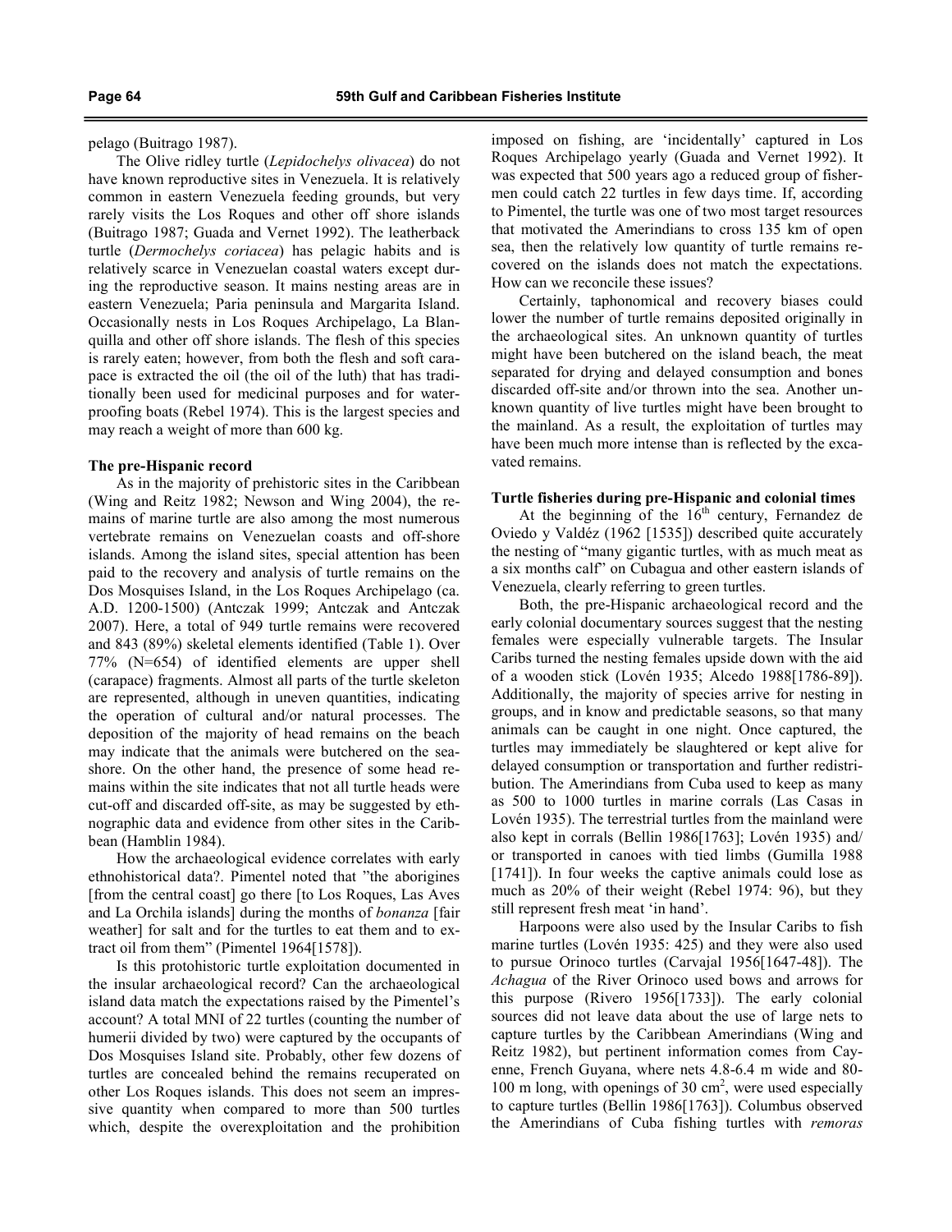pelago (Buitrago 1987).

The Olive ridley turtle (*Lepidochelys olivacea*) do not have known reproductive sites in Venezuela. It is relatively common in eastern Venezuela feeding grounds, but very rarely visits the Los Roques and other off shore islands (Buitrago 1987; Guada and Vernet 1992). The leatherback turtle (*Dermochelys coriacea*) has pelagic habits and is relatively scarce in Venezuelan coastal waters except during the reproductive season. It mains nesting areas are in eastern Venezuela; Paria peninsula and Margarita Island. Occasionally nests in Los Roques Archipelago, La Blanquilla and other off shore islands. The flesh of this species is rarely eaten; however, from both the flesh and soft carapace is extracted the oil (the oil of the luth) that has traditionally been used for medicinal purposes and for waterproofing boats (Rebel 1974). This is the largest species and may reach a weight of more than 600 kg.

### The pre-Hispanic record

As in the majority of prehistoric sites in the Caribbean (Wing and Reitz 1982; Newson and Wing 2004), the remains of marine turtle are also among the most numerous vertebrate remains on Venezuelan coasts and off-shore islands. Among the island sites, special attention has been paid to the recovery and analysis of turtle remains on the Dos Mosquises Island, in the Los Roques Archipelago (ca. A.D. 1200-1500) (Antczak 1999; Antczak and Antczak 2007). Here, a total of 949 turtle remains were recovered and 843 (89%) skeletal elements identified (Table 1). Over 77% (N=654) of identified elements are upper shell (carapace) fragments. Almost all parts of the turtle skeleton are represented, although in uneven quantities, indicating the operation of cultural and/or natural processes. The deposition of the majority of head remains on the beach may indicate that the animals were butchered on the seashore. On the other hand, the presence of some head remains within the site indicates that not all turtle heads were cut-off and discarded off-site, as may be suggested by ethnographic data and evidence from other sites in the Caribbean (Hamblin 1984).

How the archaeological evidence correlates with early ethnohistorical data?. Pimentel noted that "the aborigines [from the central coast] go there [to Los Roques, Las Aves and La Orchila islands] during the months of *bonanza* [fair weather] for salt and for the turtles to eat them and to extract oil from them" (Pimentel 1964[1578]).

Is this protohistoric turtle exploitation documented in the insular archaeological record? Can the archaeological island data match the expectations raised by the Pimentel's account? A total MNI of 22 turtles (counting the number of humerii divided by two) were captured by the occupants of Dos Mosquises Island site. Probably, other few dozens of turtles are concealed behind the remains recuperated on other Los Roques islands. This does not seem an impressive quantity when compared to more than 500 turtles which, despite the overexploitation and the prohibition imposed on fishing, are 'incidentally' captured in Los Roques Archipelago yearly (Guada and Vernet 1992). It was expected that 500 years ago a reduced group of fishermen could catch 22 turtles in few days time. If, according to Pimentel, the turtle was one of two most target resources that motivated the Amerindians to cross 135 km of open sea, then the relatively low quantity of turtle remains recovered on the islands does not match the expectations. How can we reconcile these issues?

Certainly, taphonomical and recovery biases could lower the number of turtle remains deposited originally in the archaeological sites. An unknown quantity of turtles might have been butchered on the island beach, the meat separated for drying and delayed consumption and bones discarded off-site and/or thrown into the sea. Another unknown quantity of live turtles might have been brought to the mainland. As a result, the exploitation of turtles may have been much more intense than is reflected by the excavated remains.

### Turtle fisheries during pre-Hispanic and colonial times

At the beginning of the 16th century, Fernandez de Oviedo y Valdéz (1962 [1535]) described quite accurately the nesting of "many gigantic turtles, with as much meat as a six months calf" on Cubagua and other eastern islands of Venezuela, clearly referring to green turtles.

Both, the pre-Hispanic archaeological record and the early colonial documentary sources suggest that the nesting females were especially vulnerable targets. The Insular Caribs turned the nesting females upside down with the aid of a wooden stick (Lovén 1935; Alcedo 1988[1786-89]). Additionally, the majority of species arrive for nesting in groups, and in know and predictable seasons, so that many animals can be caught in one night. Once captured, the turtles may immediately be slaughtered or kept alive for delayed consumption or transportation and further redistribution. The Amerindians from Cuba used to keep as many as 500 to 1000 turtles in marine corrals (Las Casas in Lovén 1935). The terrestrial turtles from the mainland were also kept in corrals (Bellin 1986[1763]; Lovén 1935) and/or transported in canoes with tied limbs (Gumilla 1988 [1741]). In four weeks the captive animals could lose as much as 20% of their weight (Rebel 1974: 96), but they still represent fresh meat 'in hand'.

Harpoons were also used by the Insular Caribs to fish marine turtles (Lovén 1935: 425) and they were also used to pursue Orinoco turtles (Carvajal 1956[1647-48]). The *Achagua* of the River Orinoco used bows and arrows for this purpose (Rivero 1956[1733]). The early colonial sources did not leave data about the use of large nets to capture turtles by the Caribbean Amerindians (Wing and Reitz 1982), but pertinent information comes from Cayenne, French Guyana, where nets 4.8-6.4 m wide and 80-100 m long, with openings of 30 cm$^2$, were used especially to capture turtles (Bellin 1986[1763]). Columbus observed the Amerindians of Cuba fishing turtles with *remoras*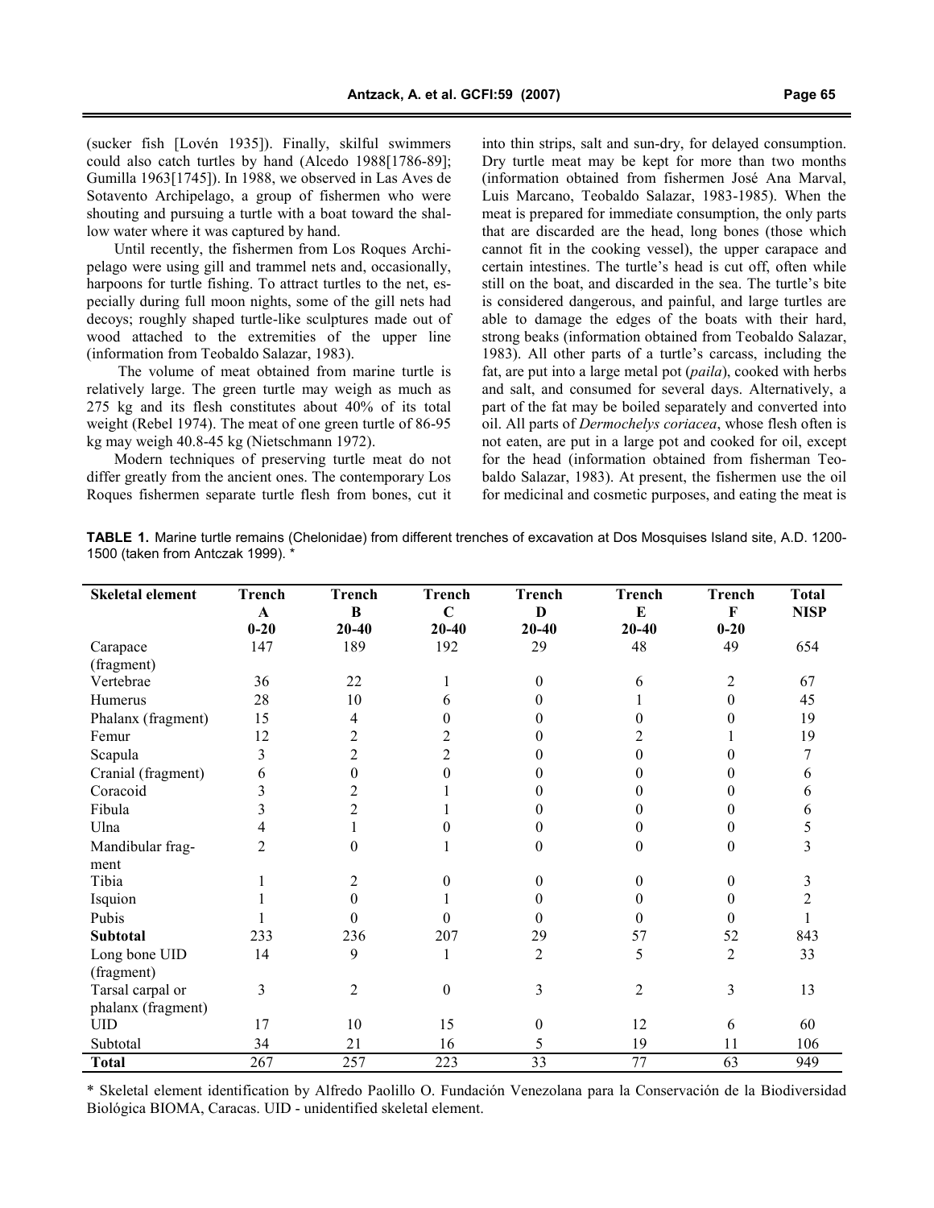(sucker fish [Lovén 1935]). Finally, skilful swimmers could also catch turtles by hand (Alcedo 1988[1786-89]; Gumilla 1963[1745]). In 1988, we observed in Las Aves de Sotavento Archipelago, a group of fishermen who were shouting and pursuing a turtle with a boat toward the shallow water where it was captured by hand.

Until recently, the fishermen from Los Roques Archipelago were using gill and trammel nets and, occasionally, harpoons for turtle fishing. To attract turtles to the net, especially during full moon nights, some of the gill nets had decoys; roughly shaped turtle-like sculptures made out of wood attached to the extremities of the upper line (information from Teobaldo Salazar, 1983).

The volume of meat obtained from marine turtle is relatively large. The green turtle may weigh as much as 275 kg and its flesh constitutes about 40% of its total weight (Rebel 1974). The meat of one green turtle of 86-95 kg may weigh 40.8-45 kg (Nietschmann 1972).

Modern techniques of preserving turtle meat do not differ greatly from the ancient ones. The contemporary Los Roques fishermen separate turtle flesh from bones, cut it into thin strips, salt and sun-dry, for delayed consumption. Dry turtle meat may be kept for more than two months (information obtained from fishermen José Ana Marval, Luis Marcano, Teobaldo Salazar, 1983-1985). When the meat is prepared for immediate consumption, the only parts that are discarded are the head, long bones (those which cannot fit in the cooking vessel), the upper carapace and certain intestines. The turtle's head is cut off, often while still on the boat, and discarded in the sea. The turtle's bite is considered dangerous, and painful, and large turtles are able to damage the edges of the boats with their hard, strong beaks (information obtained from Teobaldo Salazar, 1983). All other parts of a turtle's carcass, including the fat, are put into a large metal pot (*paila*), cooked with herbs and salt, and consumed for several days. Alternatively, a part of the fat may be boiled separately and converted into oil. All parts of *Dermochelys coriacea*, whose flesh often is not eaten, are put in a large pot and cooked for oil, except for the head (information obtained from fisherman Teobaldo Salazar, 1983). At present, the fishermen use the oil for medicinal and cosmetic purposes, and eating the meat is

**TABLE 1.** Marine turtle remains (Chelonidae) from different trenches of excavation at Dos Mosquises Island site, A.D. 1200-1500 (taken from Antczak 1999). *

| Skeletal element | Trench A 0-20 | Trench B 20-40 | Trench C 20-40 | Trench D 20-40 | Trench E 20-40 | Trench F 0-20 | Total NISP |
|---|---|---|---|---|---|---|---|
| Carapace (fragment) | 147 | 189 | 192 | 29 | 48 | 49 | 654 |
| Vertebrae | 36 | 22 | 1 | 0 | 6 | 2 | 67 |
| Humerus | 28 | 10 | 6 | 0 | 1 | 0 | 45 |
| Phalanx (fragment) | 15 | 4 | 0 | 0 | 0 | 0 | 19 |
| Femur | 12 | 2 | 2 | 0 | 2 | 1 | 19 |
| Scapula | 3 | 2 | 2 | 0 | 0 | 0 | 7 |
| Cranial (fragment) | 6 | 0 | 0 | 0 | 0 | 0 | 6 |
| Coracoid | 3 | 2 | 1 | 0 | 0 | 0 | 6 |
| Fibula | 3 | 2 | 1 | 0 | 0 | 0 | 6 |
| Ulna | 4 | 1 | 0 | 0 | 0 | 0 | 5 |
| Mandibular fragment | 2 | 0 | 1 | 0 | 0 | 0 | 3 |
| Tibia | 1 | 2 | 0 | 0 | 0 | 0 | 3 |
| Isquion | 1 | 0 | 1 | 0 | 0 | 0 | 2 |
| Pubis | 1 | 0 | 0 | 0 | 0 | 0 | 1 |
| **Subtotal** | 233 | 236 | 207 | 29 | 57 | 52 | 843 |
| Long bone UID (fragment) | 14 | 9 | 1 | 2 | 5 | 2 | 33 |
| Tarsal carpal or phalanx (fragment) | 3 | 2 | 0 | 3 | 2 | 3 | 13 |
| UID | 17 | 10 | 15 | 0 | 12 | 6 | 60 |
| Subtotal | 34 | 21 | 16 | 5 | 19 | 11 | 106 |
| **Total** | 267 | 257 | 223 | 33 | 77 | 63 | 949 |

\* Skeletal element identification by Alfredo Paolillo O. Fundación Venezolana para la Conservación de la Biodiversidad Biológica BIOMA, Caracas. UID - unidentified skeletal element.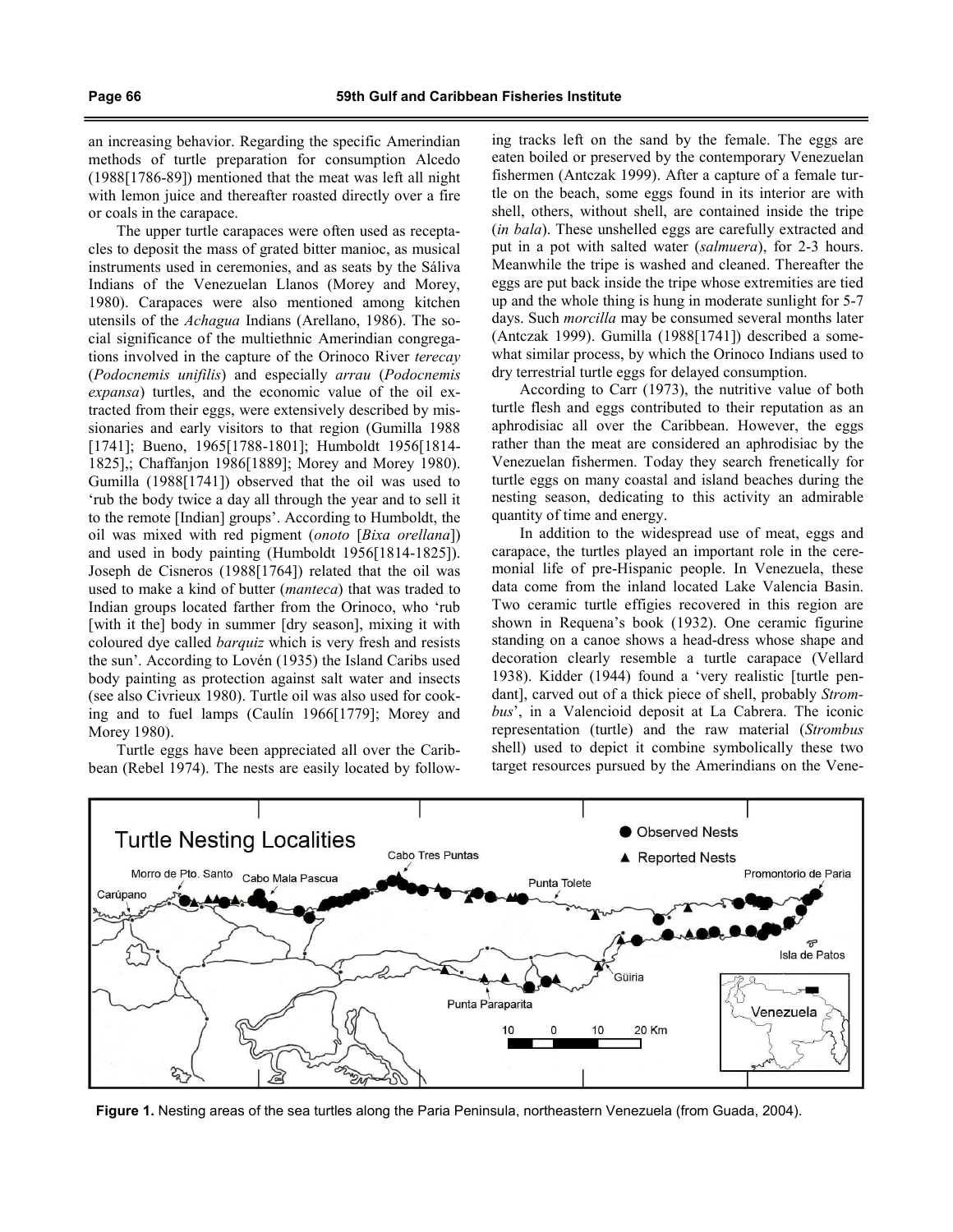an increasing behavior. Regarding the specific Amerindian methods of turtle preparation for consumption Alcedo (1988[1786-89]) mentioned that the meat was left all night with lemon juice and thereafter roasted directly over a fire or coals in the carapace.

The upper turtle carapaces were often used as receptacles to deposit the mass of grated bitter manioc, as musical instruments used in ceremonies, and as seats by the Sáliva Indians of the Venezuelan Llanos (Morey and Morey, 1980). Carapaces were also mentioned among kitchen utensils of the *Achagua* Indians (Arellano, 1986). The social significance of the multiethnic Amerindian congregations involved in the capture of the Orinoco River *terecay* (*Podocnemis unifilis*) and especially *arrau* (*Podocnemis expansa*) turtles, and the economic value of the oil extracted from their eggs, were extensively described by missionaries and early visitors to that region (Gumilla 1988 [1741]; Bueno, 1965[1788-1801]; Humboldt 1956[1814-1825],; Chaffanjon 1986[1889]; Morey and Morey 1980). Gumilla (1988[1741]) observed that the oil was used to 'rub the body twice a day all through the year and to sell it to the remote [Indian] groups'. According to Humboldt, the oil was mixed with red pigment (*onoto* [*Bixa orellana*]) and used in body painting (Humboldt 1956[1814-1825]). Joseph de Cisneros (1988[1764]) related that the oil was used to make a kind of butter (*manteca*) that was traded to Indian groups located farther from the Orinoco, who 'rub [with it the] body in summer [dry season], mixing it with coloured dye called *barquiz* which is very fresh and resists the sun'. According to Lovén (1935) the Island Caribs used body painting as protection against salt water and insects (see also Civrieux 1980). Turtle oil was also used for cooking and to fuel lamps (Caulín 1966[1779]; Morey and Morey 1980).

Turtle eggs have been appreciated all over the Caribbean (Rebel 1974). The nests are easily located by following tracks left on the sand by the female. The eggs are eaten boiled or preserved by the contemporary Venezuelan fishermen (Antczak 1999). After a capture of a female turtle on the beach, some eggs found in its interior are with shell, others, without shell, are contained inside the tripe (*in bala*). These unshelled eggs are carefully extracted and put in a pot with salted water (*salmuera*), for 2-3 hours. Meanwhile the tripe is washed and cleaned. Thereafter the eggs are put back inside the tripe whose extremities are tied up and the whole thing is hung in moderate sunlight for 5-7 days. Such *morcilla* may be consumed several months later (Antczak 1999). Gumilla (1988[1741]) described a somewhat similar process, by which the Orinoco Indians used to dry terrestrial turtle eggs for delayed consumption.

According to Carr (1973), the nutritive value of both turtle flesh and eggs contributed to their reputation as an aphrodisiac all over the Caribbean. However, the eggs rather than the meat are considered an aphrodisiac by the Venezuelan fishermen. Today they search frenetically for turtle eggs on many coastal and island beaches during the nesting season, dedicating to this activity an admirable quantity of time and energy.

In addition to the widespread use of meat, eggs and carapace, the turtles played an important role in the ceremonial life of pre-Hispanic people. In Venezuela, these data come from the inland located Lake Valencia Basin. Two ceramic turtle effigies recovered in this region are shown in Requena's book (1932). One ceramic figurine standing on a canoe shows a head-dress whose shape and decoration clearly resemble a turtle carapace (Vellard 1938). Kidder (1944) found a 'very realistic [turtle pendant], carved out of a thick piece of shell, probably *Strombus*', in a Valencioid deposit at La Cabrera. The iconic representation (turtle) and the raw material (*Strombus* shell) used to depict it combine symbolically these two target resources pursued by the Amerindians on the Vene-

**Figure 1.** Nesting areas of the sea turtles along the Paria Peninsula, northeastern Venezuela (from Guada, 2004).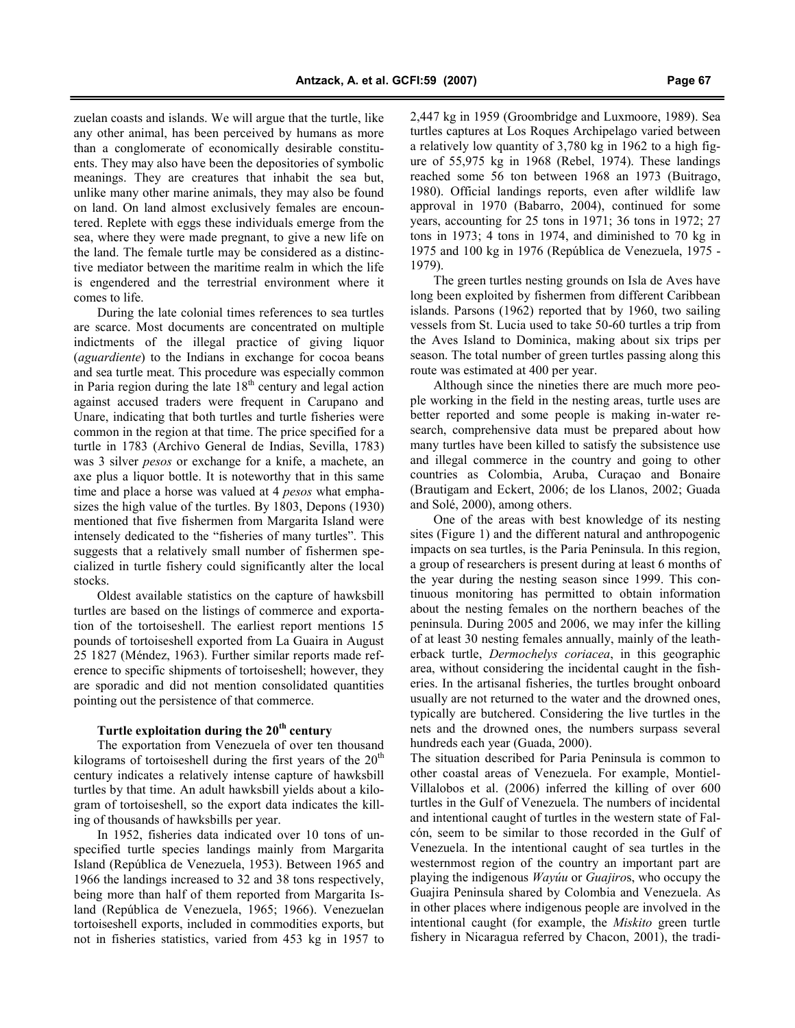zuelan coasts and islands. We will argue that the turtle, like any other animal, has been perceived by humans as more than a conglomerate of economically desirable constituents. They may also have been the depositories of symbolic meanings. They are creatures that inhabit the sea but, unlike many other marine animals, they may also be found on land. On land almost exclusively females are encountered. Replete with eggs these individuals emerge from the sea, where they were made pregnant, to give a new life on the land. The female turtle may be considered as a distinctive mediator between the maritime realm in which the life is engendered and the terrestrial environment where it comes to life.

During the late colonial times references to sea turtles are scarce. Most documents are concentrated on multiple indictments of the illegal practice of giving liquor (*aguardiente*) to the Indians in exchange for cocoa beans and sea turtle meat. This procedure was especially common in Paria region during the late 18th century and legal action against accused traders were frequent in Carupano and Unare, indicating that both turtles and turtle fisheries were common in the region at that time. The price specified for a turtle in 1783 (Archivo General de Indias, Sevilla, 1783) was 3 silver *pesos* or exchange for a knife, a machete, an axe plus a liquor bottle. It is noteworthy that in this same time and place a horse was valued at 4 *pesos* what emphasizes the high value of the turtles. By 1803, Depons (1930) mentioned that five fishermen from Margarita Island were intensely dedicated to the "fisheries of many turtles". This suggests that a relatively small number of fishermen specialized in turtle fishery could significantly alter the local stocks.

Oldest available statistics on the capture of hawksbill turtles are based on the listings of commerce and exportation of the tortoiseshell. The earliest report mentions 15 pounds of tortoiseshell exported from La Guaira in August 25 1827 (Méndez, 1963). Further similar reports made reference to specific shipments of tortoiseshell; however, they are sporadic and did not mention consolidated quantities pointing out the persistence of that commerce.

### Turtle exploitation during the 20th century

The exportation from Venezuela of over ten thousand kilograms of tortoiseshell during the first years of the 20th century indicates a relatively intense capture of hawksbill turtles by that time. An adult hawksbill yields about a kilogram of tortoiseshell, so the export data indicates the killing of thousands of hawksbills per year.

In 1952, fisheries data indicated over 10 tons of unspecified turtle species landings mainly from Margarita Island (República de Venezuela, 1953). Between 1965 and 1966 the landings increased to 32 and 38 tons respectively, being more than half of them reported from Margarita Island (República de Venezuela, 1965; 1966). Venezuelan tortoiseshell exports, included in commodities exports, but not in fisheries statistics, varied from 453 kg in 1957 to 2,447 kg in 1959 (Groombridge and Luxmoore, 1989). Sea turtles captures at Los Roques Archipelago varied between a relatively low quantity of 3,780 kg in 1962 to a high figure of 55,975 kg in 1968 (Rebel, 1974). These landings reached some 56 ton between 1968 an 1973 (Buitrago, 1980). Official landings reports, even after wildlife law approval in 1970 (Babarro, 2004), continued for some years, accounting for 25 tons in 1971; 36 tons in 1972; 27 tons in 1973; 4 tons in 1974, and diminished to 70 kg in 1975 and 100 kg in 1976 (República de Venezuela, 1975 - 1979).

The green turtles nesting grounds on Isla de Aves have long been exploited by fishermen from different Caribbean islands. Parsons (1962) reported that by 1960, two sailing vessels from St. Lucia used to take 50-60 turtles a trip from the Aves Island to Dominica, making about six trips per season. The total number of green turtles passing along this route was estimated at 400 per year.

Although since the nineties there are much more people working in the field in the nesting areas, turtle uses are better reported and some people is making in-water research, comprehensive data must be prepared about how many turtles have been killed to satisfy the subsistence use and illegal commerce in the country and going to other countries as Colombia, Aruba, Curaçao and Bonaire (Brautigam and Eckert, 2006; de los Llanos, 2002; Guada and Solé, 2000), among others.

One of the areas with best knowledge of its nesting sites (Figure 1) and the different natural and anthropogenic impacts on sea turtles, is the Paria Peninsula. In this region, a group of researchers is present during at least 6 months of the year during the nesting season since 1999. This continuous monitoring has permitted to obtain information about the nesting females on the northern beaches of the peninsula. During 2005 and 2006, we may infer the killing of at least 30 nesting females annually, mainly of the leatherback turtle, *Dermochelys coriacea*, in this geographic area, without considering the incidental caught in the fisheries. In the artisanal fisheries, the turtles brought onboard usually are not returned to the water and the drowned ones, typically are butchered. Considering the live turtles in the nets and the drowned ones, the numbers surpass several hundreds each year (Guada, 2000).

The situation described for Paria Peninsula is common to other coastal areas of Venezuela. For example, Montiel-Villalobos et al. (2006) inferred the killing of over 600 turtles in the Gulf of Venezuela. The numbers of incidental and intentional caught of turtles in the western state of Falcón, seem to be similar to those recorded in the Gulf of Venezuela. In the intentional caught of sea turtles in the westernmost region of the country an important part are playing the indigenous *Wayúu* or *Guajiro*s, who occupy the Guajira Peninsula shared by Colombia and Venezuela. As in other places where indigenous people are involved in the intentional caught (for example, the *Miskito* green turtle fishery in Nicaragua referred by Chacon, 2001), the tradi-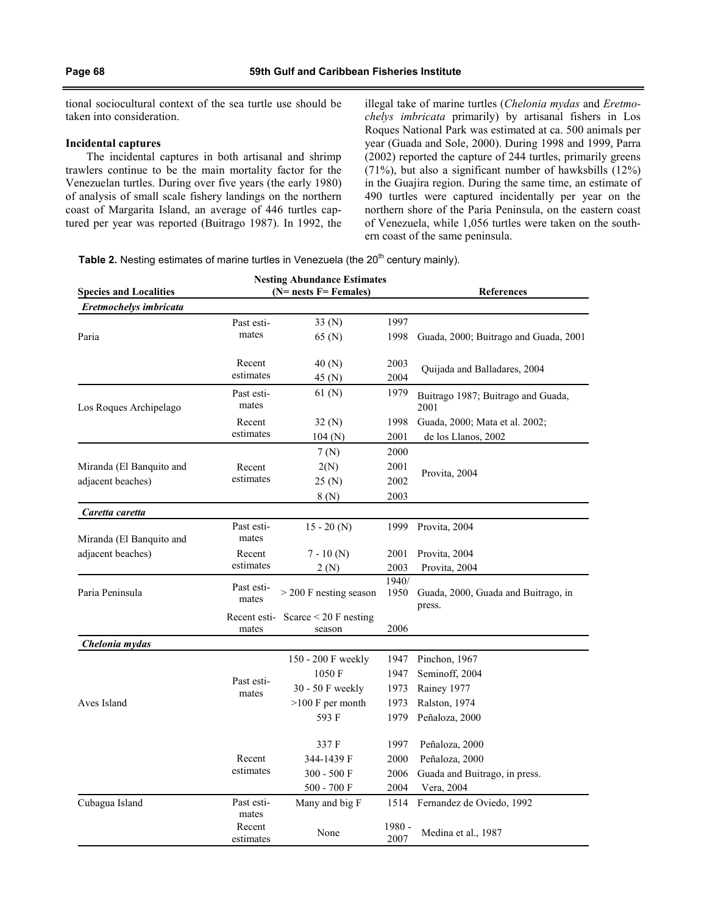tional sociocultural context of the sea turtle use should be taken into consideration.

### Incidental captures

The incidental captures in both artisanal and shrimp trawlers continue to be the main mortality factor for the Venezuelan turtles. During over five years (the early 1980) of analysis of small scale fishery landings on the northern coast of Margarita Island, an average of 446 turtles captured per year was reported (Buitrago 1987). In 1992, the illegal take of marine turtles (*Chelonia mydas* and *Eretmochelys imbricata* primarily) by artisanal fishers in Los Roques National Park was estimated at ca. 500 animals per year (Guada and Sole, 2000). During 1998 and 1999, Parra (2002) reported the capture of 244 turtles, primarily greens (71%), but also a significant number of hawksbills (12%) in the Guajira region. During the same time, an estimate of 490 turtles were captured incidentally per year on the northern shore of the Paria Peninsula, on the eastern coast of Venezuela, while 1,056 turtles were taken on the southern coast of the same peninsula.

**Table 2.** Nesting estimates of marine turtles in Venezuela (the 20th century mainly).

| Species and Localities | Nesting Abundance Estimates (N= nests F= Females) | | | References |
|---|---|---|---|---|
| ***Eretmochelys imbricata*** | | | | |
| Paria | Past estimates | 33 (N) | 1997 | |
| | | 65 (N) | 1998 | Guada, 2000; Buitrago and Guada, 2001 |
| | Recent estimates | 40 (N) | 2003 | Quijada and Balladares, 2004 |
| | | 45 (N) | 2004 | |
| Los Roques Archipelago | Past estimates | 61 (N) | 1979 | Buitrago 1987; Buitrago and Guada, 2001 |
| | Recent estimates | 32 (N) | 1998 | Guada, 2000; Mata et al. 2002; |
| | | 104 (N) | 2001 | de los Llanos, 2002 |
| Miranda (El Banquito and adjacent beaches) | Recent estimates | 7 (N) | 2000 | Provita, 2004 |
| | | 2(N) | 2001 | |
| | | 25 (N) | 2002 | |
| | | 8 (N) | 2003 | |
| ***Caretta caretta*** | | | | |
| Miranda (El Banquito and adjacent beaches) | Past estimates | 15 - 20 (N) | 1999 | Provita, 2004 |
| | Recent estimates | 7 - 10 (N) | 2001 | Provita, 2004 |
| | | 2 (N) | 2003 | Provita, 2004 |
| Paria Peninsula | Past estimates | > 200 F nesting season | 1940/1950 | Guada, 2000, Guada and Buitrago, in press. |
| | Recent estimates | Scarce < 20 F nesting season | 2006 | |
| ***Chelonia mydas*** | | | | |
| Aves Island | Past estimates | 150 - 200 F weekly | 1947 | Pinchon, 1967 |
| | | 1050 F | 1947 | Seminoff, 2004 |
| | | 30 - 50 F weekly | 1973 | Rainey 1977 |
| | | >100 F per month | 1973 | Ralston, 1974 |
| | | 593 F | 1979 | Peñaloza, 2000 |
| | Recent estimates | 337 F | 1997 | Peñaloza, 2000 |
| | | 344-1439 F | 2000 | Peñaloza, 2000 |
| | | 300 - 500 F | 2006 | Guada and Buitrago, in press. |
| | | 500 - 700 F | 2004 | Vera, 2004 |
| Cubagua Island | Past estimates | Many and big F | 1514 | Fernandez de Oviedo, 1992 |
| | Recent estimates | None | 1980 - 2007 | Medina et al., 1987 |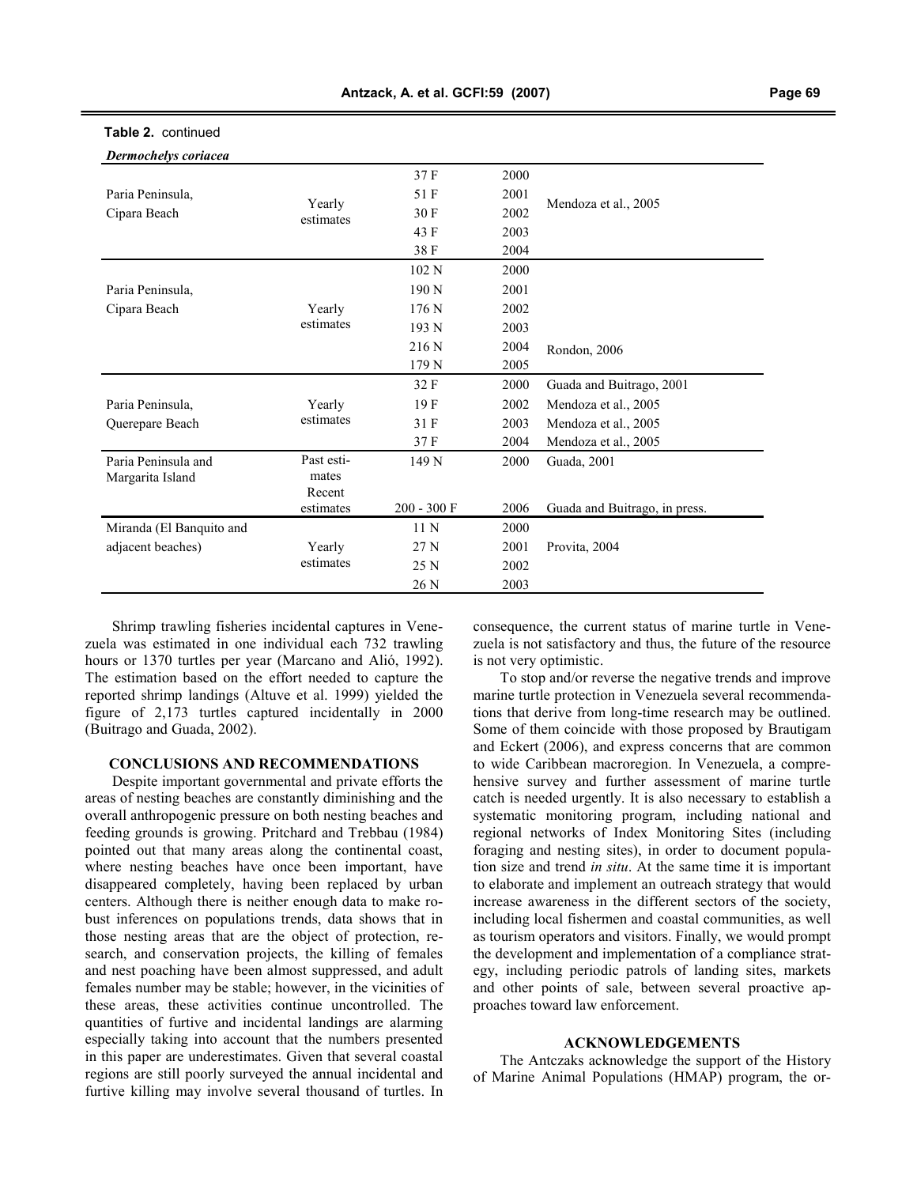**Table 2.** continued

| *Dermochelys coriacea* | | | | |
|---|---|---|---|---|
| Paria Peninsula, Cipara Beach | Yearly estimates | 37 F | 2000 | Mendoza et al., 2005 |
| | | 51 F | 2001 | |
| | | 30 F | 2002 | |
| | | 43 F | 2003 | |
| | | 38 F | 2004 | |
| Paria Peninsula, Cipara Beach | Yearly estimates | 102 N | 2000 | Rondon, 2006 |
| | | 190 N | 2001 | |
| | | 176 N | 2002 | |
| | | 193 N | 2003 | |
| | | 216 N | 2004 | |
| | | 179 N | 2005 | |
| Paria Peninsula, Querepare Beach | Yearly estimates | 32 F | 2000 | Guada and Buitrago, 2001 |
| | | 19 F | 2002 | Mendoza et al., 2005 |
| | | 31 F | 2003 | Mendoza et al., 2005 |
| | | 37 F | 2004 | Mendoza et al., 2005 |
| Paria Peninsula and Margarita Island | Past estimates | 149 N | 2000 | Guada, 2001 |
| | Recent estimates | 200 - 300 F | 2006 | Guada and Buitrago, in press. |
| Miranda (El Banquito and adjacent beaches) | Yearly estimates | 11 N | 2000 | Provita, 2004 |
| | | 27 N | 2001 | |
| | | 25 N | 2002 | |
| | | 26 N | 2003 | |

Shrimp trawling fisheries incidental captures in Venezuela was estimated in one individual each 732 trawling hours or 1370 turtles per year (Marcano and Alió, 1992). The estimation based on the effort needed to capture the reported shrimp landings (Altuve et al. 1999) yielded the figure of 2,173 turtles captured incidentally in 2000 (Buitrago and Guada, 2002).

## CONCLUSIONS AND RECOMMENDATIONS

Despite important governmental and private efforts the areas of nesting beaches are constantly diminishing and the overall anthropogenic pressure on both nesting beaches and feeding grounds is growing. Pritchard and Trebbau (1984) pointed out that many areas along the continental coast, where nesting beaches have once been important, have disappeared completely, having been replaced by urban centers. Although there is neither enough data to make robust inferences on populations trends, data shows that in those nesting areas that are the object of protection, research, and conservation projects, the killing of females and nest poaching have been almost suppressed, and adult females number may be stable; however, in the vicinities of these areas, these activities continue uncontrolled. The quantities of furtive and incidental landings are alarming especially taking into account that the numbers presented in this paper are underestimates. Given that several coastal regions are still poorly surveyed the annual incidental and furtive killing may involve several thousand of turtles. In consequence, the current status of marine turtle in Venezuela is not satisfactory and thus, the future of the resource is not very optimistic.

To stop and/or reverse the negative trends and improve marine turtle protection in Venezuela several recommendations that derive from long-time research may be outlined. Some of them coincide with those proposed by Brautigam and Eckert (2006), and express concerns that are common to wide Caribbean macroregion. In Venezuela, a comprehensive survey and further assessment of marine turtle catch is needed urgently. It is also necessary to establish a systematic monitoring program, including national and regional networks of Index Monitoring Sites (including foraging and nesting sites), in order to document population size and trend *in situ*. At the same time it is important to elaborate and implement an outreach strategy that would increase awareness in the different sectors of the society, including local fishermen and coastal communities, as well as tourism operators and visitors. Finally, we would prompt the development and implementation of a compliance strategy, including periodic patrols of landing sites, markets and other points of sale, between several proactive approaches toward law enforcement.

## ACKNOWLEDGEMENTS

The Antczaks acknowledge the support of the History of Marine Animal Populations (HMAP) program, the or-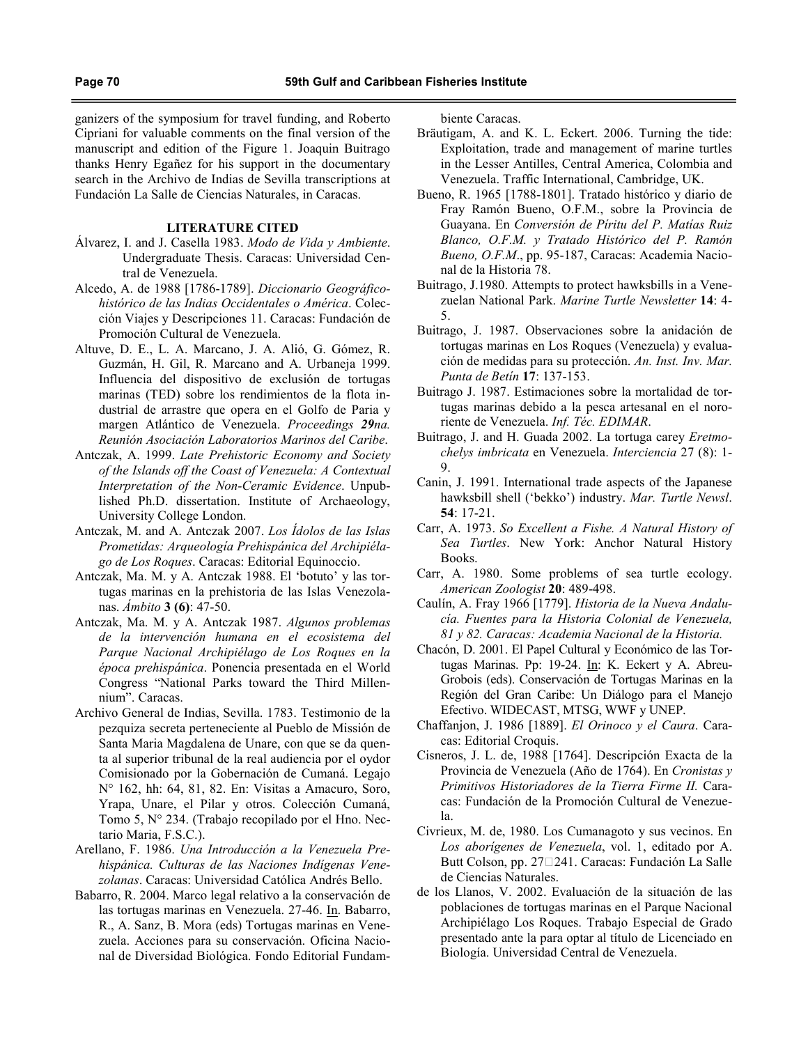ganizers of the symposium for travel funding, and Roberto Cipriani for valuable comments on the final version of the manuscript and edition of the Figure 1. Joaquin Buitrago thanks Henry Egañez for his support in the documentary search in the Archivo de Indias de Sevilla transcriptions at Fundación La Salle de Ciencias Naturales, in Caracas.

## LITERATURE CITED

Álvarez, I. and J. Casella 1983. *Modo de Vida y Ambiente*. Undergraduate Thesis. Caracas: Universidad Central de Venezuela.

Alcedo, A. de 1988 [1786-1789]. *Diccionario Geográfico-histórico de las Indias Occidentales o América*. Colección Viajes y Descripciones 11. Caracas: Fundación de Promoción Cultural de Venezuela.

Altuve, D. E., L. A. Marcano, J. A. Alió, G. Gómez, R. Guzmán, H. Gil, R. Marcano and A. Urbaneja 1999. Influencia del dispositivo de exclusión de tortugas marinas (TED) sobre los rendimientos de la flota industrial de arrastre que opera en el Golfo de Paria y margen Atlántico de Venezuela. *Proceedings **29**na. Reunión Asociación Laboratorios Marinos del Caribe*.

Antczak, A. 1999. *Late Prehistoric Economy and Society of the Islands off the Coast of Venezuela: A Contextual Interpretation of the Non-Ceramic Evidence*. Unpublished Ph.D. dissertation. Institute of Archaeology, University College London.

Antczak, M. and A. Antczak 2007. *Los Ídolos de las Islas Prometidas: Arqueología Prehispánica del Archipiélago de Los Roques*. Caracas: Editorial Equinoccio.

Antczak, Ma. M. y A. Antczak 1988. El 'botuto' y las tortugas marinas en la prehistoria de las Islas Venezolanas. *Ámbito* **3 (6)**: 47-50.

Antczak, Ma. M. y A. Antczak 1987. *Algunos problemas de la intervención humana en el ecosistema del Parque Nacional Archipiélago de Los Roques en la época prehispánica*. Ponencia presentada en el World Congress "National Parks toward the Third Millennium". Caracas.

Archivo General de Indias, Sevilla. 1783. Testimonio de la pezquiza secreta perteneciente al Pueblo de Missión de Santa Maria Magdalena de Unare, con que se da quenta al superior tribunal de la real audiencia por el oydor Comisionado por la Gobernación de Cumaná. Legajo N° 162, hh: 64, 81, 82. En: Visitas a Amacuro, Soro, Yrapa, Unare, el Pilar y otros. Colección Cumaná, Tomo 5, N° 234. (Trabajo recopilado por el Hno. Nectario Maria, F.S.C.).

Arellano, F. 1986. *Una Introducción a la Venezuela Prehispánica. Culturas de las Naciones Indígenas Venezolanas*. Caracas: Universidad Católica Andrés Bello.

Babarro, R. 2004. Marco legal relativo a la conservación de las tortugas marinas en Venezuela. 27-46. In. Babarro, R., A. Sanz, B. Mora (eds) Tortugas marinas en Venezuela. Acciones para su conservación. Oficina Nacional de Diversidad Biológica. Fondo Editorial Fundambiente Caracas.

Bräutigam, A. and K. L. Eckert. 2006. Turning the tide: Exploitation, trade and management of marine turtles in the Lesser Antilles, Central America, Colombia and Venezuela. Traffic International, Cambridge, UK.

Bueno, R. 1965 [1788-1801]. Tratado histórico y diario de Fray Ramón Bueno, O.F.M., sobre la Provincia de Guayana. En *Conversión de Píritu del P. Matías Ruiz Blanco, O.F.M. y Tratado Histórico del P. Ramón Bueno, O.F.M*., pp. 95-187, Caracas: Academia Nacional de la Historia 78.

Buitrago, J.1980. Attempts to protect hawksbills in a Venezuelan National Park. *Marine Turtle Newsletter* **14**: 4-5.

Buitrago, J. 1987. Observaciones sobre la anidación de tortugas marinas en Los Roques (Venezuela) y evaluación de medidas para su protección. *An. Inst. Inv. Mar. Punta de Betín* **17**: 137-153.

Buitrago J. 1987. Estimaciones sobre la mortalidad de tortugas marinas debido a la pesca artesanal en el nororiente de Venezuela. *Inf. Téc. EDIMAR*.

Buitrago, J. and H. Guada 2002. La tortuga carey *Eretmochelys imbricata* en Venezuela. *Interciencia* 27 (8): 1-9.

Canin, J. 1991. International trade aspects of the Japanese hawksbill shell ('bekko') industry. *Mar. Turtle Newsl*. **54**: 17-21.

Carr, A. 1973. *So Excellent a Fishe. A Natural History of Sea Turtles*. New York: Anchor Natural History Books.

Carr, A. 1980. Some problems of sea turtle ecology. *American Zoologist* **20**: 489-498.

Caulín, A. Fray 1966 [1779]. *Historia de la Nueva Andalucía. Fuentes para la Historia Colonial de Venezuela, 81 y 82. Caracas: Academia Nacional de la Historia.*

Chacón, D. 2001. El Papel Cultural y Económico de las Tortugas Marinas. Pp: 19-24. In: K. Eckert y A. Abreu-Grobois (eds). Conservación de Tortugas Marinas en la Región del Gran Caribe: Un Diálogo para el Manejo Efectivo. WIDECAST, MTSG, WWF y UNEP.

Chaffanjon, J. 1986 [1889]. *El Orinoco y el Caura*. Caracas: Editorial Croquis.

Cisneros, J. L. de, 1988 [1764]. Descripción Exacta de la Provincia de Venezuela (Año de 1764). En *Cronistas y Primitivos Historiadores de la Tierra Firme II.* Caracas: Fundación de la Promoción Cultural de Venezuela.

Civrieux, M. de, 1980. Los Cumanagoto y sus vecinos. En *Los aborígenes de Venezuela*, vol. 1, editado por A. Butt Colson, pp. 27-241. Caracas: Fundación La Salle de Ciencias Naturales.

de los Llanos, V. 2002. Evaluación de la situación de las poblaciones de tortugas marinas en el Parque Nacional Archipiélago Los Roques. Trabajo Especial de Grado presentado ante la para optar al título de Licenciado en Biología. Universidad Central de Venezuela.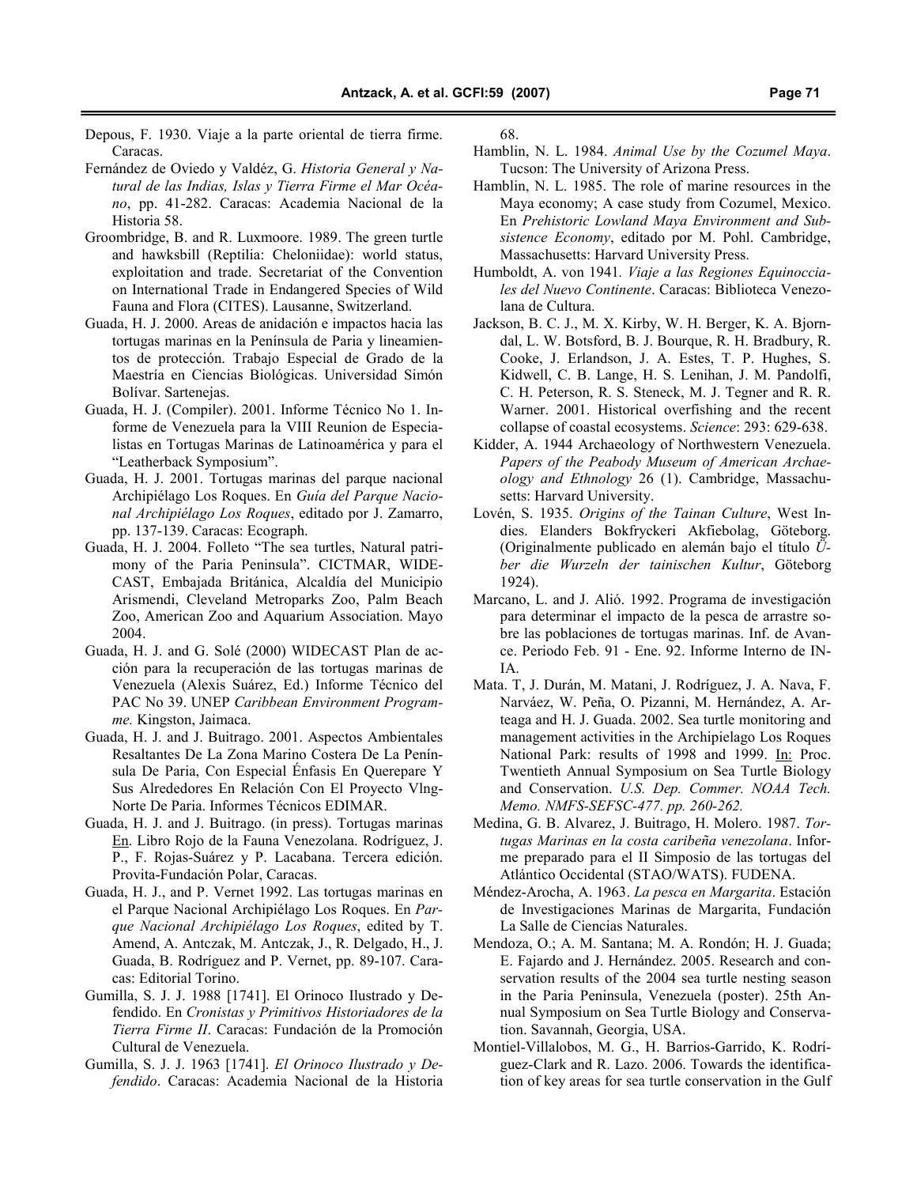Depous, F. 1930. Viaje a la parte oriental de tierra firme. Caracas.

Fernández de Oviedo y Valdéz, G. *Historia General y Natural de las Indias, Islas y Tierra Firme el Mar Océano*, pp. 41-282. Caracas: Academia Nacional de la Historia 58.

Groombridge, B. and R. Luxmoore. 1989. The green turtle and hawksbill (Reptilia: Cheloniidae): world status, exploitation and trade. Secretariat of the Convention on International Trade in Endangered Species of Wild Fauna and Flora (CITES). Lausanne, Switzerland.

Guada, H. J. 2000. Areas de anidación e impactos hacia las tortugas marinas en la Península de Paria y lineamientos de protección. Trabajo Especial de Grado de la Maestría en Ciencias Biológicas. Universidad Simón Bolívar. Sartenejas.

Guada, H. J. (Compiler). 2001. Informe Técnico No 1. Informe de Venezuela para la VIII Reunion de Especialistas en Tortugas Marinas de Latinoamérica y para el "Leatherback Symposium".

Guada, H. J. 2001. Tortugas marinas del parque nacional Archipiélago Los Roques. En *Guía del Parque Nacional Archipiélago Los Roques*, editado por J. Zamarro, pp. 137-139. Caracas: Ecograph.

Guada, H. J. 2004. Folleto "The sea turtles, Natural patrimony of the Paria Peninsula". CICTMAR, WIDECAST, Embajada Británica, Alcaldía del Municipio Arismendi, Cleveland Metroparks Zoo, Palm Beach Zoo, American Zoo and Aquarium Association. Mayo 2004.

Guada, H. J. and G. Solé (2000) WIDECAST Plan de acción para la recuperación de las tortugas marinas de Venezuela (Alexis Suárez, Ed.) Informe Técnico del PAC No 39. UNEP *Caribbean Environment Programme.* Kingston, Jaimaca.

Guada, H. J. and J. Buitrago. 2001. Aspectos Ambientales Resaltantes De La Zona Marino Costera De La Península De Paria, Con Especial Énfasis En Querepare Y Sus Alrededores En Relación Con El Proyecto Vlng-Norte De Paria. Informes Técnicos EDIMAR.

Guada, H. J. and J. Buitrago. (in press). Tortugas marinas En. Libro Rojo de la Fauna Venezolana. Rodríguez, J. P., F. Rojas-Suárez y P. Lacabana. Tercera edición. Provita-Fundación Polar, Caracas.

Guada, H. J., and P. Vernet 1992. Las tortugas marinas en el Parque Nacional Archipiélago Los Roques. En *Parque Nacional Archipiélago Los Roques*, edited by T. Amend, A. Antczak, M. Antczak, J., R. Delgado, H., J. Guada, B. Rodríguez and P. Vernet, pp. 89-107. Caracas: Editorial Torino.

Gumilla, S. J. J. 1988 [1741]. El Orinoco Ilustrado y Defendido. En *Cronistas y Primitivos Historiadores de la Tierra Firme II*. Caracas: Fundación de la Promoción Cultural de Venezuela.

Gumilla, S. J. J. 1963 [1741]. *El Orinoco Ilustrado y Defendido*. Caracas: Academia Nacional de la Historia 68.

Hamblin, N. L. 1984. *Animal Use by the Cozumel Maya*. Tucson: The University of Arizona Press.

Hamblin, N. L. 1985. The role of marine resources in the Maya economy; A case study from Cozumel, Mexico. En *Prehistoric Lowland Maya Environment and Subsistence Economy*, editado por M. Pohl. Cambridge, Massachusetts: Harvard University Press.

Humboldt, A. von 1941*. Viaje a las Regiones Equinocciales del Nuevo Continente*. Caracas: Biblioteca Venezolana de Cultura.

Jackson, B. C. J., M. X. Kirby, W. H. Berger, K. A. Bjorndal, L. W. Botsford, B. J. Bourque, R. H. Bradbury, R. Cooke, J. Erlandson, J. A. Estes, T. P. Hughes, S. Kidwell, C. B. Lange, H. S. Lenihan, J. M. Pandolfi, C. H. Peterson, R. S. Steneck, M. J. Tegner and R. R. Warner. 2001. Historical overfishing and the recent collapse of coastal ecosystems. *Science*: 293: 629-638.

Kidder, A. 1944 Archaeology of Northwestern Venezuela. *Papers of the Peabody Museum of American Archaeology and Ethnology* 26 (1). Cambridge, Massachusetts: Harvard University.

Lovén, S. 1935. *Origins of the Tainan Culture*, West Indies. Elanders Bokfryckeri Akfiebolag, Göteborg. (Originalmente publicado en alemán bajo el título *Über die Wurzeln der tainischen Kultur*, Göteborg 1924).

Marcano, L. and J. Alió. 1992. Programa de investigación para determinar el impacto de la pesca de arrastre sobre las poblaciones de tortugas marinas. Inf. de Avance. Periodo Feb. 91 - Ene. 92. Informe Interno de INIA.

Mata. T, J. Durán, M. Matani, J. Rodríguez, J. A. Nava, F. Narváez, W. Peña, O. Pizanni, M. Hernández, A. Arteaga and H. J. Guada. 2002. Sea turtle monitoring and management activities in the Archipielago Los Roques National Park: results of 1998 and 1999. In: Proc. Twentieth Annual Symposium on Sea Turtle Biology and Conservation. *U.S. Dep. Commer. NOAA Tech. Memo. NMFS-SEFSC-477. pp. 260-262.*

Medina, G. B. Alvarez, J. Buitrago, H. Molero. 1987. *Tortugas Marinas en la costa caribeña venezolana*. Informe preparado para el II Simposio de las tortugas del Atlántico Occidental (STAO/WATS). FUDENA.

Méndez-Arocha, A. 1963. *La pesca en Margarita*. Estación de Investigaciones Marinas de Margarita, Fundación La Salle de Ciencias Naturales.

Mendoza, O.; A. M. Santana; M. A. Rondón; H. J. Guada; E. Fajardo and J. Hernández. 2005. Research and conservation results of the 2004 sea turtle nesting season in the Paria Peninsula, Venezuela (poster). 25th Annual Symposium on Sea Turtle Biology and Conservation. Savannah, Georgia, USA.

Montiel-Villalobos, M. G., H. Barrios-Garrido, K. Rodríguez-Clark and R. Lazo. 2006. Towards the identification of key areas for sea turtle conservation in the Gulf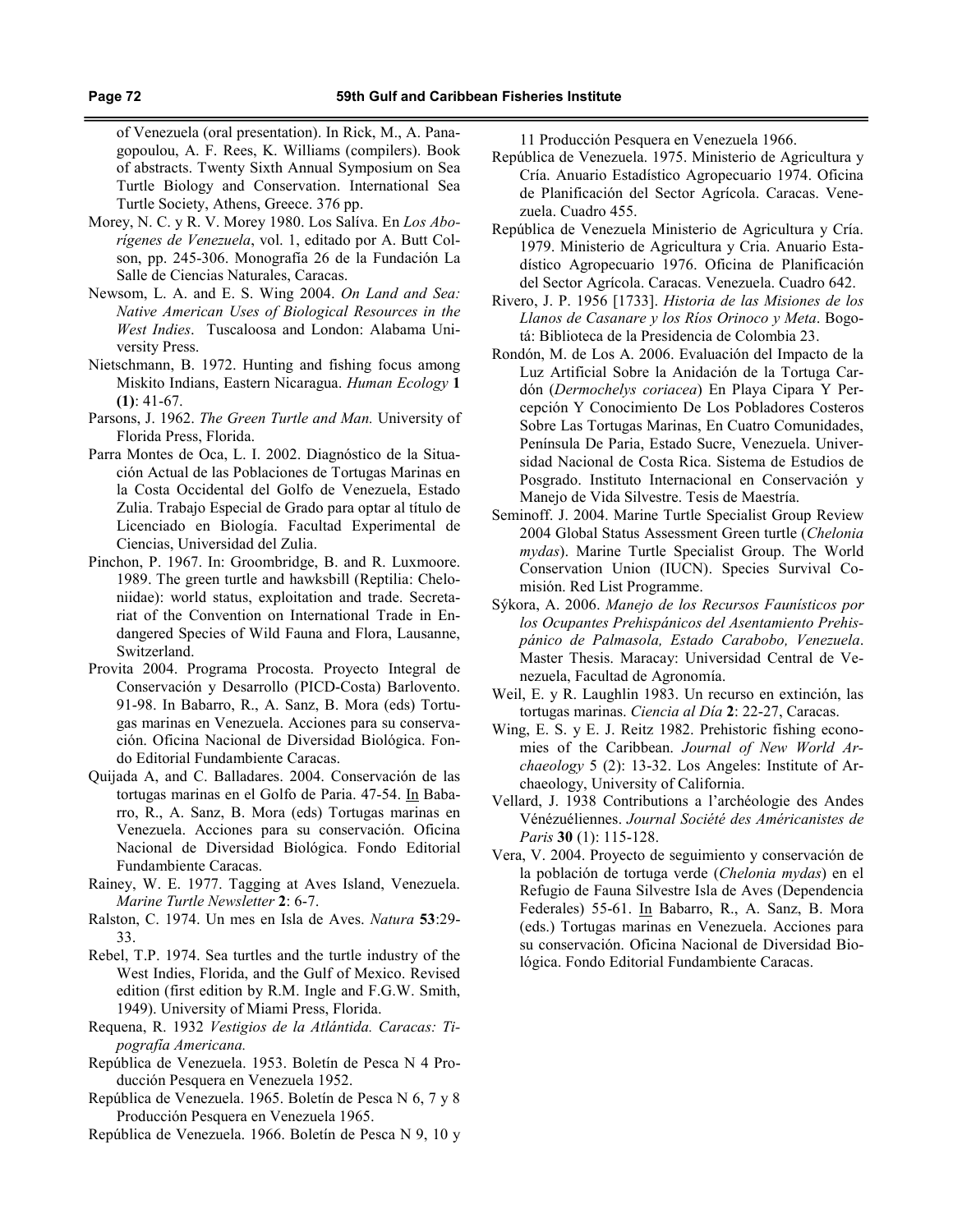of Venezuela (oral presentation). In Rick, M., A. Panagopoulou, A. F. Rees, K. Williams (compilers). Book of abstracts. Twenty Sixth Annual Symposium on Sea Turtle Biology and Conservation. International Sea Turtle Society, Athens, Greece. 376 pp.

Morey, N. C. y R. V. Morey 1980. Los Salíva. En *Los Aborígenes de Venezuela*, vol. 1, editado por A. Butt Colson, pp. 245-306. Monografía 26 de la Fundación La Salle de Ciencias Naturales, Caracas.

Newsom, L. A. and E. S. Wing 2004. *On Land and Sea: Native American Uses of Biological Resources in the West Indies*. Tuscaloosa and London: Alabama University Press.

Nietschmann, B. 1972. Hunting and fishing focus among Miskito Indians, Eastern Nicaragua. *Human Ecology* **1 (1)**: 41-67.

Parsons, J. 1962. *The Green Turtle and Man.* University of Florida Press, Florida.

Parra Montes de Oca, L. I. 2002. Diagnóstico de la Situación Actual de las Poblaciones de Tortugas Marinas en la Costa Occidental del Golfo de Venezuela, Estado Zulia. Trabajo Especial de Grado para optar al título de Licenciado en Biología. Facultad Experimental de Ciencias, Universidad del Zulia.

Pinchon, P. 1967. In: Groombridge, B. and R. Luxmoore. 1989. The green turtle and hawksbill (Reptilia: Cheloniidae): world status, exploitation and trade. Secretariat of the Convention on International Trade in Endangered Species of Wild Fauna and Flora, Lausanne, Switzerland.

Provita 2004. Programa Procosta. Proyecto Integral de Conservación y Desarrollo (PICD-Costa) Barlovento. 91-98. In Babarro, R., A. Sanz, B. Mora (eds) Tortugas marinas en Venezuela. Acciones para su conservación. Oficina Nacional de Diversidad Biológica. Fondo Editorial Fundambiente Caracas.

Quijada A, and C. Balladares. 2004. Conservación de las tortugas marinas en el Golfo de Paria. 47-54. In Babarro, R., A. Sanz, B. Mora (eds) Tortugas marinas en Venezuela. Acciones para su conservación. Oficina Nacional de Diversidad Biológica. Fondo Editorial Fundambiente Caracas.

Rainey, W. E. 1977. Tagging at Aves Island, Venezuela. *Marine Turtle Newsletter* **2**: 6-7.

Ralston, C. 1974. Un mes en Isla de Aves. *Natura* **53**:29-33.

Rebel, T.P. 1974. Sea turtles and the turtle industry of the West Indies, Florida, and the Gulf of Mexico. Revised edition (first edition by R.M. Ingle and F.G.W. Smith, 1949). University of Miami Press, Florida.

Requena, R. 1932 *Vestigios de la Atlántida. Caracas: Tipografía Americana.*

República de Venezuela. 1953. Boletín de Pesca N 4 Producción Pesquera en Venezuela 1952.

República de Venezuela. 1965. Boletín de Pesca N 6, 7 y 8 Producción Pesquera en Venezuela 1965.

República de Venezuela. 1966. Boletín de Pesca N 9, 10 y 11 Producción Pesquera en Venezuela 1966.

República de Venezuela. 1975. Ministerio de Agricultura y Cría. Anuario Estadístico Agropecuario 1974. Oficina de Planificación del Sector Agrícola. Caracas. Venezuela. Cuadro 455.

República de Venezuela Ministerio de Agricultura y Cría. 1979. Ministerio de Agricultura y Cria. Anuario Estadístico Agropecuario 1976. Oficina de Planificación del Sector Agrícola. Caracas. Venezuela. Cuadro 642.

Rivero, J. P. 1956 [1733]. *Historia de las Misiones de los Llanos de Casanare y los Ríos Orinoco y Meta*. Bogotá: Biblioteca de la Presidencia de Colombia 23.

Rondón, M. de Los A. 2006. Evaluación del Impacto de la Luz Artificial Sobre la Anidación de la Tortuga Cardón (*Dermochelys coriacea*) En Playa Cipara Y Percepción Y Conocimiento De Los Pobladores Costeros Sobre Las Tortugas Marinas, En Cuatro Comunidades, Península De Paria, Estado Sucre, Venezuela. Universidad Nacional de Costa Rica. Sistema de Estudios de Posgrado. Instituto Internacional en Conservación y Manejo de Vida Silvestre. Tesis de Maestría.

Seminoff. J. 2004. Marine Turtle Specialist Group Review 2004 Global Status Assessment Green turtle (*Chelonia mydas*). Marine Turtle Specialist Group. The World Conservation Union (IUCN). Species Survival Comisión. Red List Programme.

Sýkora, A. 2006. *Manejo de los Recursos Faunísticos por los Ocupantes Prehispánicos del Asentamiento Prehispánico de Palmasola, Estado Carabobo, Venezuela*. Master Thesis. Maracay: Universidad Central de Venezuela, Facultad de Agronomía.

Weil, E. y R. Laughlin 1983. Un recurso en extinción, las tortugas marinas. *Ciencia al Día* **2**: 22-27, Caracas.

Wing, E. S. y E. J. Reitz 1982. Prehistoric fishing economies of the Caribbean. *Journal of New World Archaeology* 5 (2): 13-32. Los Angeles: Institute of Archaeology, University of California.

Vellard, J. 1938 Contributions a l'archéologie des Andes Vénézuéliennes. *Journal Société des Américanistes de Paris* **30** (1): 115-128.

Vera, V. 2004. Proyecto de seguimiento y conservación de la población de tortuga verde (*Chelonia mydas*) en el Refugio de Fauna Silvestre Isla de Aves (Dependencia Federales) 55-61. In Babarro, R., A. Sanz, B. Mora (eds.) Tortugas marinas en Venezuela. Acciones para su conservación. Oficina Nacional de Diversidad Biológica. Fondo Editorial Fundambiente Caracas.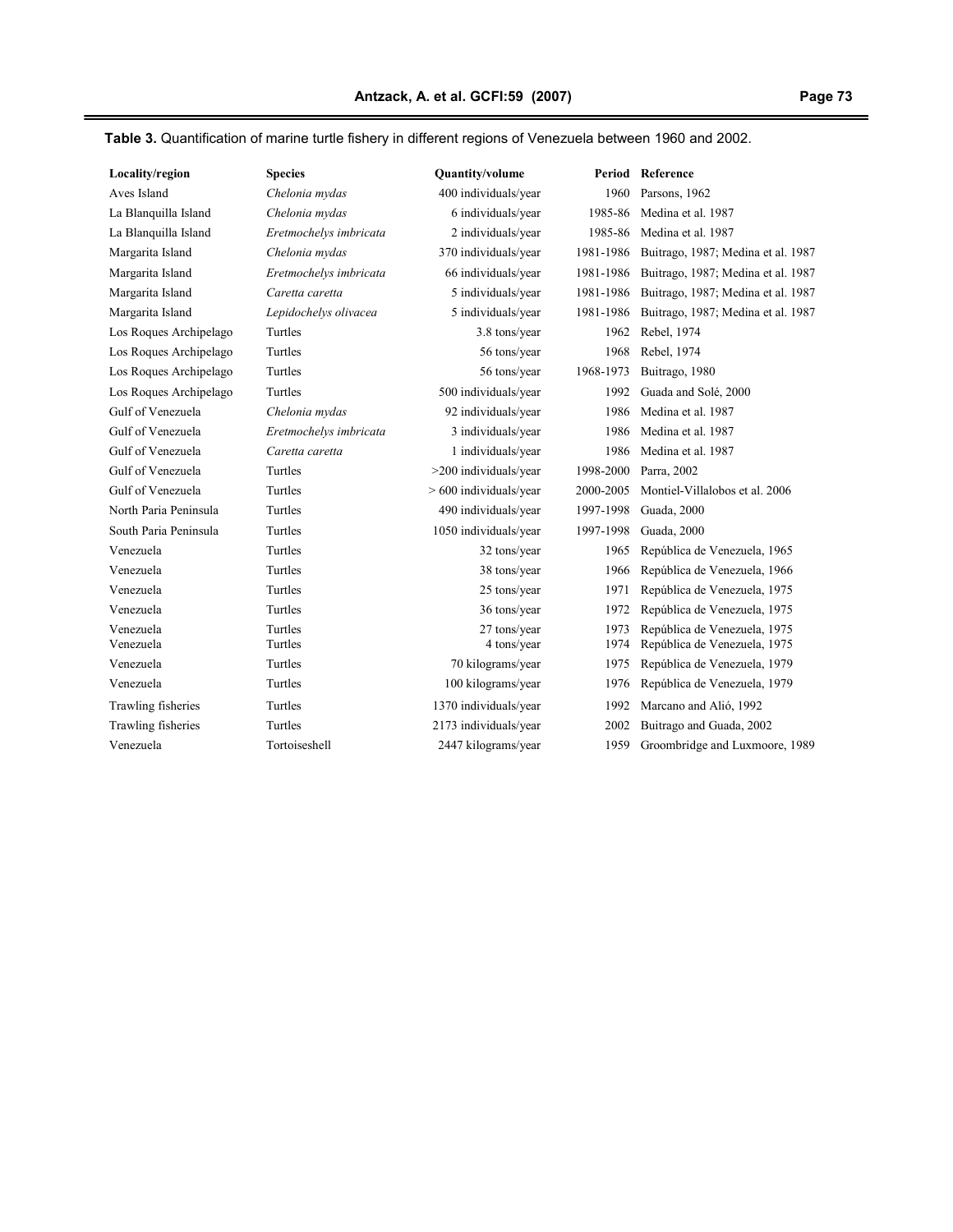**Table 3.** Quantification of marine turtle fishery in different regions of Venezuela between 1960 and 2002.

| Locality/region | Species | Quantity/volume | Period | Reference |
|---|---|---|---|---|
| Aves Island | *Chelonia mydas* | 400 individuals/year | 1960 | Parsons, 1962 |
| La Blanquilla Island | *Chelonia mydas* | 6 individuals/year | 1985-86 | Medina et al. 1987 |
| La Blanquilla Island | *Eretmochelys imbricata* | 2 individuals/year | 1985-86 | Medina et al. 1987 |
| Margarita Island | *Chelonia mydas* | 370 individuals/year | 1981-1986 | Buitrago, 1987; Medina et al. 1987 |
| Margarita Island | *Eretmochelys imbricata* | 66 individuals/year | 1981-1986 | Buitrago, 1987; Medina et al. 1987 |
| Margarita Island | *Caretta caretta* | 5 individuals/year | 1981-1986 | Buitrago, 1987; Medina et al. 1987 |
| Margarita Island | *Lepidochelys olivacea* | 5 individuals/year | 1981-1986 | Buitrago, 1987; Medina et al. 1987 |
| Los Roques Archipelago | Turtles | 3.8 tons/year | 1962 | Rebel, 1974 |
| Los Roques Archipelago | Turtles | 56 tons/year | 1968 | Rebel, 1974 |
| Los Roques Archipelago | Turtles | 56 tons/year | 1968-1973 | Buitrago, 1980 |
| Los Roques Archipelago | Turtles | 500 individuals/year | 1992 | Guada and Solé, 2000 |
| Gulf of Venezuela | *Chelonia mydas* | 92 individuals/year | 1986 | Medina et al. 1987 |
| Gulf of Venezuela | *Eretmochelys imbricata* | 3 individuals/year | 1986 | Medina et al. 1987 |
| Gulf of Venezuela | *Caretta caretta* | 1 individuals/year | 1986 | Medina et al. 1987 |
| Gulf of Venezuela | Turtles | >200 individuals/year | 1998-2000 | Parra, 2002 |
| Gulf of Venezuela | Turtles | > 600 individuals/year | 2000-2005 | Montiel-Villalobos et al. 2006 |
| North Paria Peninsula | Turtles | 490 individuals/year | 1997-1998 | Guada, 2000 |
| South Paria Peninsula | Turtles | 1050 individuals/year | 1997-1998 | Guada, 2000 |
| Venezuela | Turtles | 32 tons/year | 1965 | República de Venezuela, 1965 |
| Venezuela | Turtles | 38 tons/year | 1966 | República de Venezuela, 1966 |
| Venezuela | Turtles | 25 tons/year | 1971 | República de Venezuela, 1975 |
| Venezuela | Turtles | 36 tons/year | 1972 | República de Venezuela, 1975 |
| Venezuela | Turtles | 27 tons/year | 1973 | República de Venezuela, 1975 |
| Venezuela | Turtles | 4 tons/year | 1974 | República de Venezuela, 1975 |
| Venezuela | Turtles | 70 kilograms/year | 1975 | República de Venezuela, 1979 |
| Venezuela | Turtles | 100 kilograms/year | 1976 | República de Venezuela, 1979 |
| Trawling fisheries | Turtles | 1370 individuals/year | 1992 | Marcano and Alió, 1992 |
| Trawling fisheries | Turtles | 2173 individuals/year | 2002 | Buitrago and Guada, 2002 |
| Venezuela | Tortoiseshell | 2447 kilograms/year | 1959 | Groombridge and Luxmoore, 1989 |